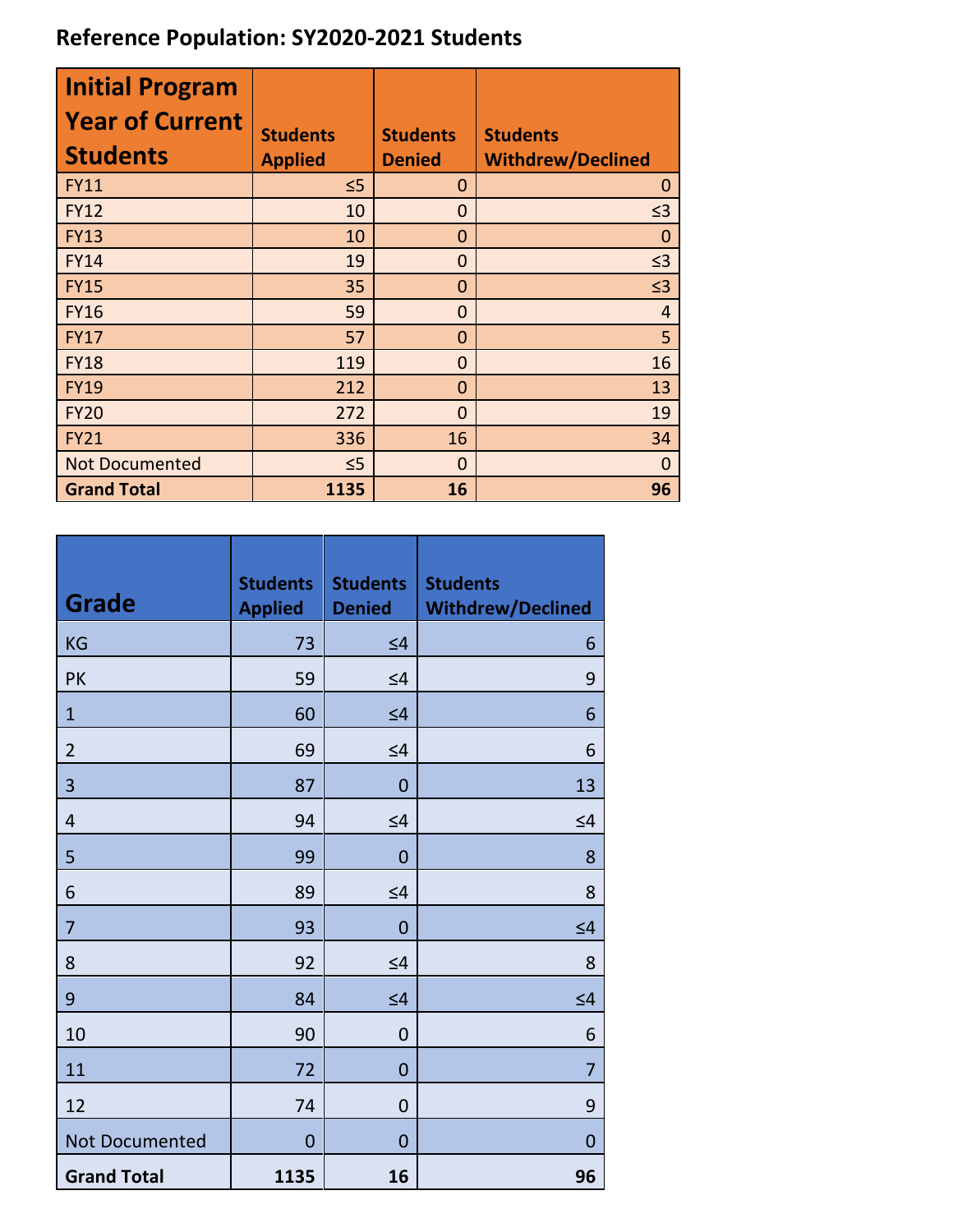**Reference Population: SY2020-2021 Students**

| Initial Program Year of Current Students | Students Applied | Students Denied | Students Withdrew/Declined |
|---|---|---|---|
| FY11 | ≤5 | 0 | 0 |
| FY12 | 10 | 0 | ≤3 |
| FY13 | 10 | 0 | 0 |
| FY14 | 19 | 0 | ≤3 |
| FY15 | 35 | 0 | ≤3 |
| FY16 | 59 | 0 | 4 |
| FY17 | 57 | 0 | 5 |
| FY18 | 119 | 0 | 16 |
| FY19 | 212 | 0 | 13 |
| FY20 | 272 | 0 | 19 |
| FY21 | 336 | 16 | 34 |
| Not Documented | ≤5 | 0 | 0 |
| **Grand Total** | **1135** | **16** | **96** |

| Grade | Students Applied | Students Denied | Students Withdrew/Declined |
|---|---|---|---|
| KG | 73 | ≤4 | 6 |
| PK | 59 | ≤4 | 9 |
| 1 | 60 | ≤4 | 6 |
| 2 | 69 | ≤4 | 6 |
| 3 | 87 | 0 | 13 |
| 4 | 94 | ≤4 | ≤4 |
| 5 | 99 | 0 | 8 |
| 6 | 89 | ≤4 | 8 |
| 7 | 93 | 0 | ≤4 |
| 8 | 92 | ≤4 | 8 |
| 9 | 84 | ≤4 | ≤4 |
| 10 | 90 | 0 | 6 |
| 11 | 72 | 0 | 7 |
| 12 | 74 | 0 | 9 |
| Not Documented | 0 | 0 | 0 |
| **Grand Total** | **1135** | **16** | **96** |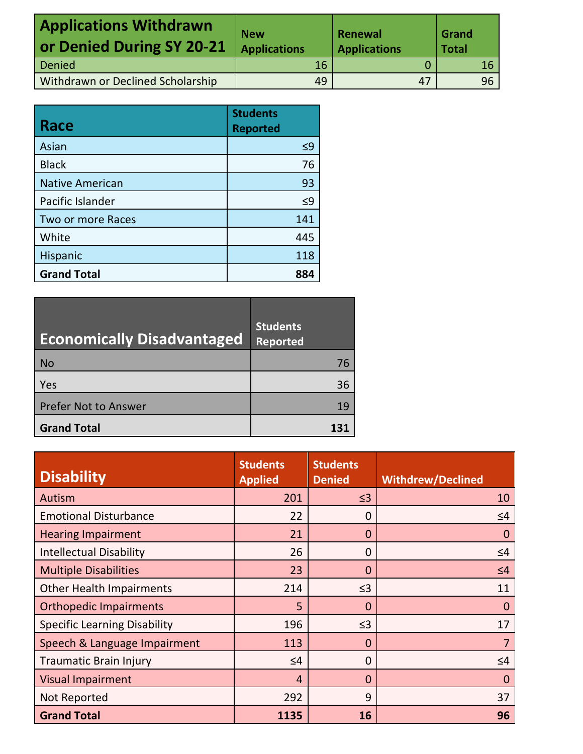| Applications Withdrawn or Denied During SY 20-21 | New Applications | Renewal Applications | Grand Total |
|---|---|---|---|
| Denied | 16 | 0 | 16 |
| Withdrawn or Declined Scholarship | 49 | 47 | 96 |

| Race | Students Reported |
|---|---|
| Asian | ≤9 |
| Black | 76 |
| Native American | 93 |
| Pacific Islander | ≤9 |
| Two or more Races | 141 |
| White | 445 |
| Hispanic | 118 |
| **Grand Total** | **884** |

| Economically Disadvantaged | Students Reported |
|---|---|
| No | 76 |
| Yes | 36 |
| Prefer Not to Answer | 19 |
| **Grand Total** | **131** |

| Disability | Students Applied | Students Denied | Withdrew/Declined |
|---|---|---|---|
| Autism | 201 | ≤3 | 10 |
| Emotional Disturbance | 22 | 0 | ≤4 |
| Hearing Impairment | 21 | 0 | 0 |
| Intellectual Disability | 26 | 0 | ≤4 |
| Multiple Disabilities | 23 | 0 | ≤4 |
| Other Health Impairments | 214 | ≤3 | 11 |
| Orthopedic Impairments | 5 | 0 | 0 |
| Specific Learning Disability | 196 | ≤3 | 17 |
| Speech & Language Impairment | 113 | 0 | 7 |
| Traumatic Brain Injury | ≤4 | 0 | ≤4 |
| Visual Impairment | 4 | 0 | 0 |
| Not Reported | 292 | 9 | 37 |
| **Grand Total** | **1135** | **16** | **96** |